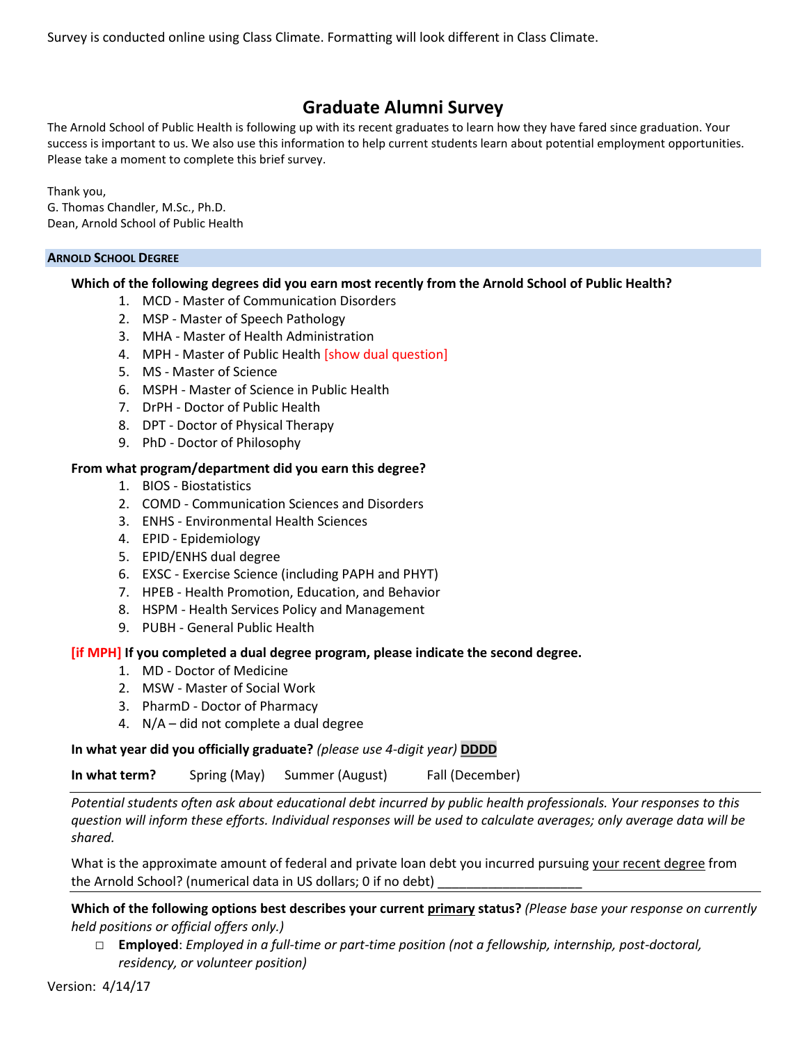Survey is conducted online using Class Climate. Formatting will look different in Class Climate.

# Graduate Alumni Survey

The Arnold School of Public Health is following up with its recent graduates to learn how they have fared since graduation. Your success is important to us. We also use this information to help current students learn about potential employment opportunities. Please take a moment to complete this brief survey.

Thank you,
G. Thomas Chandler, M.Sc., Ph.D.
Dean, Arnold School of Public Health

## ARNOLD SCHOOL DEGREE

**Which of the following degrees did you earn most recently from the Arnold School of Public Health?**

1. MCD - Master of Communication Disorders
2. MSP - Master of Speech Pathology
3. MHA - Master of Health Administration
4. MPH - Master of Public Health [show dual question]
5. MS - Master of Science
6. MSPH - Master of Science in Public Health
7. DrPH - Doctor of Public Health
8. DPT - Doctor of Physical Therapy
9. PhD - Doctor of Philosophy

**From what program/department did you earn this degree?**

1. BIOS - Biostatistics
2. COMD - Communication Sciences and Disorders
3. ENHS - Environmental Health Sciences
4. EPID - Epidemiology
5. EPID/ENHS dual degree
6. EXSC - Exercise Science (including PAPH and PHYT)
7. HPEB - Health Promotion, Education, and Behavior
8. HSPM - Health Services Policy and Management
9. PUBH - General Public Health

**[if MPH] If you completed a dual degree program, please indicate the second degree.**

1. MD - Doctor of Medicine
2. MSW - Master of Social Work
3. PharmD - Doctor of Pharmacy
4. N/A – did not complete a dual degree

**In what year did you officially graduate?** *(please use 4-digit year)* **DDDD**

**In what term?** Spring (May) Summer (August) Fall (December)

---

*Potential students often ask about educational debt incurred by public health professionals. Your responses to this question will inform these efforts. Individual responses will be used to calculate averages; only average data will be shared.*

What is the approximate amount of federal and private loan debt you incurred pursuing your recent degree from the Arnold School? (numerical data in US dollars; 0 if no debt) ____________________

---

**Which of the following options best describes your current primary status?** *(Please base your response on currently held positions or official offers only.)*

- ☐ **Employed**: *Employed in a full-time or part-time position (not a fellowship, internship, post-doctoral, residency, or volunteer position)*

Version: 4/14/17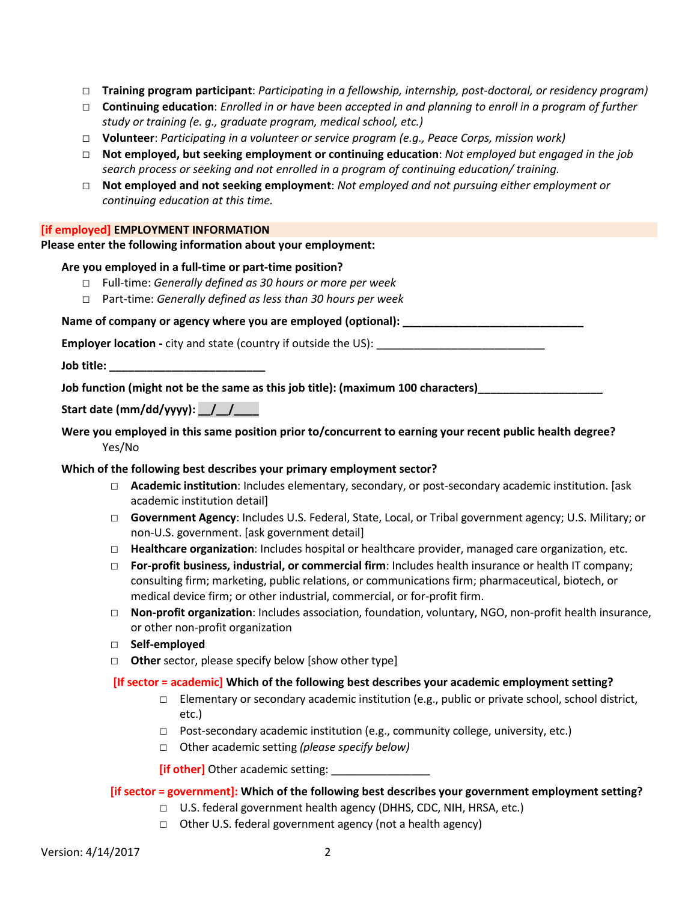- □ **Training program participant**: *Participating in a fellowship, internship, post-doctoral, or residency program)*
- □ **Continuing education**: *Enrolled in or have been accepted in and planning to enroll in a program of further study or training (e. g., graduate program, medical school, etc.)*
- □ **Volunteer**: *Participating in a volunteer or service program (e.g., Peace Corps, mission work)*
- □ **Not employed, but seeking employment or continuing education**: *Not employed but engaged in the job search process or seeking and not enrolled in a program of continuing education/ training.*
- □ **Not employed and not seeking employment**: *Not employed and not pursuing either employment or continuing education at this time.*

## [if employed] EMPLOYMENT INFORMATION

**Please enter the following information about your employment:**

**Are you employed in a full-time or part-time position?**

- □ Full-time: *Generally defined as 30 hours or more per week*
- □ Part-time: *Generally defined as less than 30 hours per week*

**Name of company or agency where you are employed (optional):** ______________________________

**Employer location -** city and state (country if outside the US): ____________________________

**Job title:** __________________________

**Job function (might not be the same as this job title): (maximum 100 characters)**____________________

**Start date (mm/dd/yyyy):** __/__/____

**Were you employed in this same position prior to/concurrent to earning your recent public health degree?**
Yes/No

**Which of the following best describes your primary employment sector?**

- □ **Academic institution**: Includes elementary, secondary, or post-secondary academic institution. [ask academic institution detail]
- □ **Government Agency**: Includes U.S. Federal, State, Local, or Tribal government agency; U.S. Military; or non-U.S. government. [ask government detail]
- □ **Healthcare organization**: Includes hospital or healthcare provider, managed care organization, etc.
- □ **For-profit business, industrial, or commercial firm**: Includes health insurance or health IT company; consulting firm; marketing, public relations, or communications firm; pharmaceutical, biotech, or medical device firm; or other industrial, commercial, or for-profit firm.
- □ **Non-profit organization**: Includes association, foundation, voluntary, NGO, non-profit health insurance, or other non-profit organization
- □ **Self-employed**
- □ **Other** sector, please specify below [show other type]

[If sector = academic] **Which of the following best describes your academic employment setting?**

- □ Elementary or secondary academic institution (e.g., public or private school, school district, etc.)
- □ Post-secondary academic institution (e.g., community college, university, etc.)
- □ Other academic setting *(please specify below)*

[if other] Other academic setting: ________________

[if sector = government]: **Which of the following best describes your government employment setting?**

- □ U.S. federal government health agency (DHHS, CDC, NIH, HRSA, etc.)
- □ Other U.S. federal government agency (not a health agency)

Version: 4/14/2017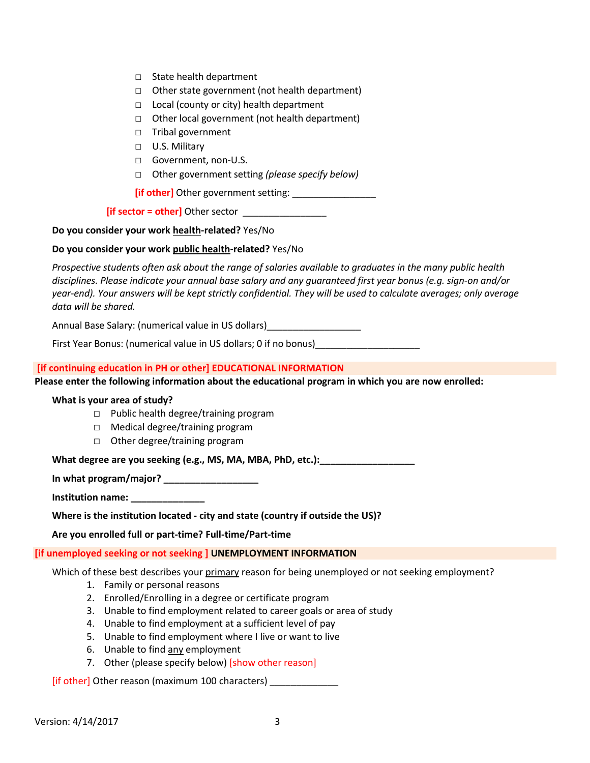- ☐ State health department
- ☐ Other state government (not health department)
- ☐ Local (county or city) health department
- ☐ Other local government (not health department)
- ☐ Tribal government
- ☐ U.S. Military
- ☐ Government, non-U.S.
- ☐ Other government setting *(please specify below)*

[if other] Other government setting: ________________

[if sector = other] Other sector ________________

**Do you consider your work <u>health</u>-related?** Yes/No

**Do you consider your work <u>public health</u>-related?** Yes/No

*Prospective students often ask about the range of salaries available to graduates in the many public health disciplines. Please indicate your annual base salary and any guaranteed first year bonus (e.g. sign-on and/or year-end). Your answers will be kept strictly confidential. They will be used to calculate averages; only average data will be shared.*

Annual Base Salary: (numerical value in US dollars)__________________

First Year Bonus: (numerical value in US dollars; 0 if no bonus)____________________

## [if continuing education in PH or other] EDUCATIONAL INFORMATION

**Please enter the following information about the educational program in which you are now enrolled:**

**What is your area of study?**

- ☐ Public health degree/training program
- ☐ Medical degree/training program
- ☐ Other degree/training program

**What degree are you seeking (e.g., MS, MA, MBA, PhD, etc.):__________________**

**In what program/major? __________________**

**Institution name: ______________**

**Where is the institution located - city and state (country if outside the US)?**

**Are you enrolled full or part-time? Full-time/Part-time**

## [if unemployed seeking or not seeking ] UNEMPLOYMENT INFORMATION

Which of these best describes your <u>primary</u> reason for being unemployed or not seeking employment?

1. Family or personal reasons
2. Enrolled/Enrolling in a degree or certificate program
3. Unable to find employment related to career goals or area of study
4. Unable to find employment at a sufficient level of pay
5. Unable to find employment where I live or want to live
6. Unable to find <u>any</u> employment
7. Other (please specify below) [show other reason]

[if other] Other reason (maximum 100 characters) _____________

Version: 4/14/2017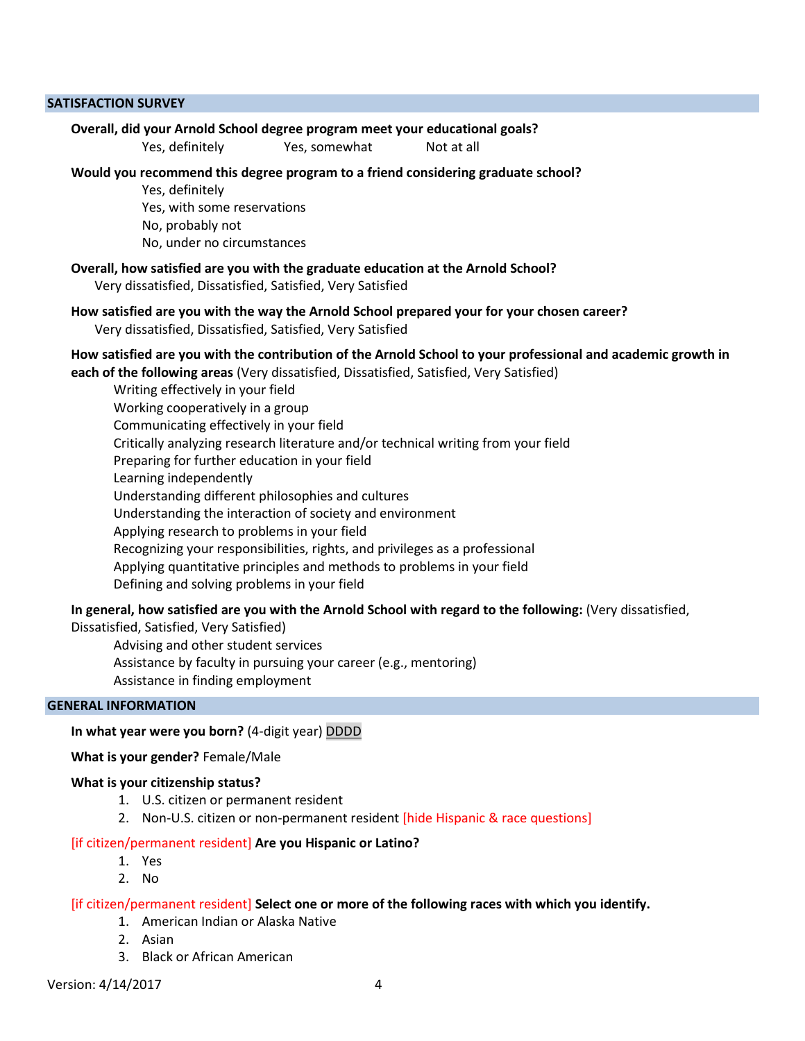## SATISFACTION SURVEY

**Overall, did your Arnold School degree program meet your educational goals?**

Yes, definitely    Yes, somewhat    Not at all

**Would you recommend this degree program to a friend considering graduate school?**

Yes, definitely
Yes, with some reservations
No, probably not
No, under no circumstances

**Overall, how satisfied are you with the graduate education at the Arnold School?**

Very dissatisfied, Dissatisfied, Satisfied, Very Satisfied

**How satisfied are you with the way the Arnold School prepared your for your chosen career?**

Very dissatisfied, Dissatisfied, Satisfied, Very Satisfied

**How satisfied are you with the contribution of the Arnold School to your professional and academic growth in each of the following areas** (Very dissatisfied, Dissatisfied, Satisfied, Very Satisfied)

Writing effectively in your field
Working cooperatively in a group
Communicating effectively in your field
Critically analyzing research literature and/or technical writing from your field
Preparing for further education in your field
Learning independently
Understanding different philosophies and cultures
Understanding the interaction of society and environment
Applying research to problems in your field
Recognizing your responsibilities, rights, and privileges as a professional
Applying quantitative principles and methods to problems in your field
Defining and solving problems in your field

**In general, how satisfied are you with the Arnold School with regard to the following:** (Very dissatisfied, Dissatisfied, Satisfied, Very Satisfied)

Advising and other student services
Assistance by faculty in pursuing your career (e.g., mentoring)
Assistance in finding employment

## GENERAL INFORMATION

**In what year were you born?** (4-digit year) DDDD

**What is your gender?** Female/Male

**What is your citizenship status?**

1. U.S. citizen or permanent resident
2. Non-U.S. citizen or non-permanent resident [hide Hispanic & race questions]

[if citizen/permanent resident] **Are you Hispanic or Latino?**

1. Yes
2. No

[if citizen/permanent resident] **Select one or more of the following races with which you identify.**

1. American Indian or Alaska Native
2. Asian
3. Black or African American

Version: 4/14/2017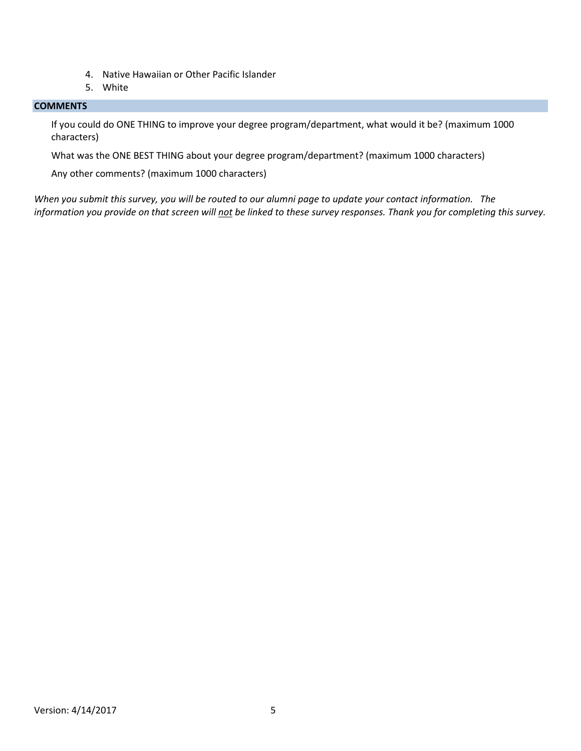4. Native Hawaiian or Other Pacific Islander
5. White

## COMMENTS

If you could do ONE THING to improve your degree program/department, what would it be? (maximum 1000 characters)

What was the ONE BEST THING about your degree program/department? (maximum 1000 characters)

Any other comments? (maximum 1000 characters)

*When you submit this survey, you will be routed to our alumni page to update your contact information. The information you provide on that screen will <u>not</u> be linked to these survey responses. Thank you for completing this survey.*

Version: 4/14/2017